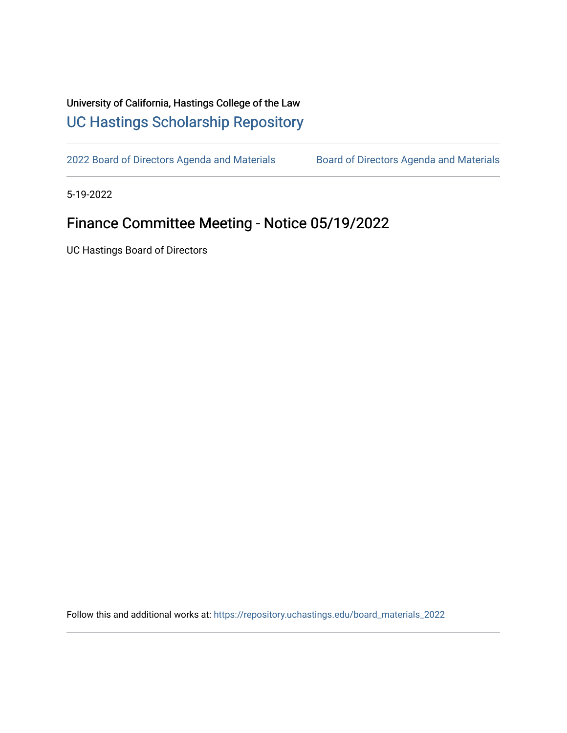University of California, Hastings College of the Law

# UC Hastings Scholarship Repository

2022 Board of Directors Agenda and Materials | Board of Directors Agenda and Materials

5-19-2022

## Finance Committee Meeting - Notice 05/19/2022

UC Hastings Board of Directors

Follow this and additional works at: https://repository.uchastings.edu/board_materials_2022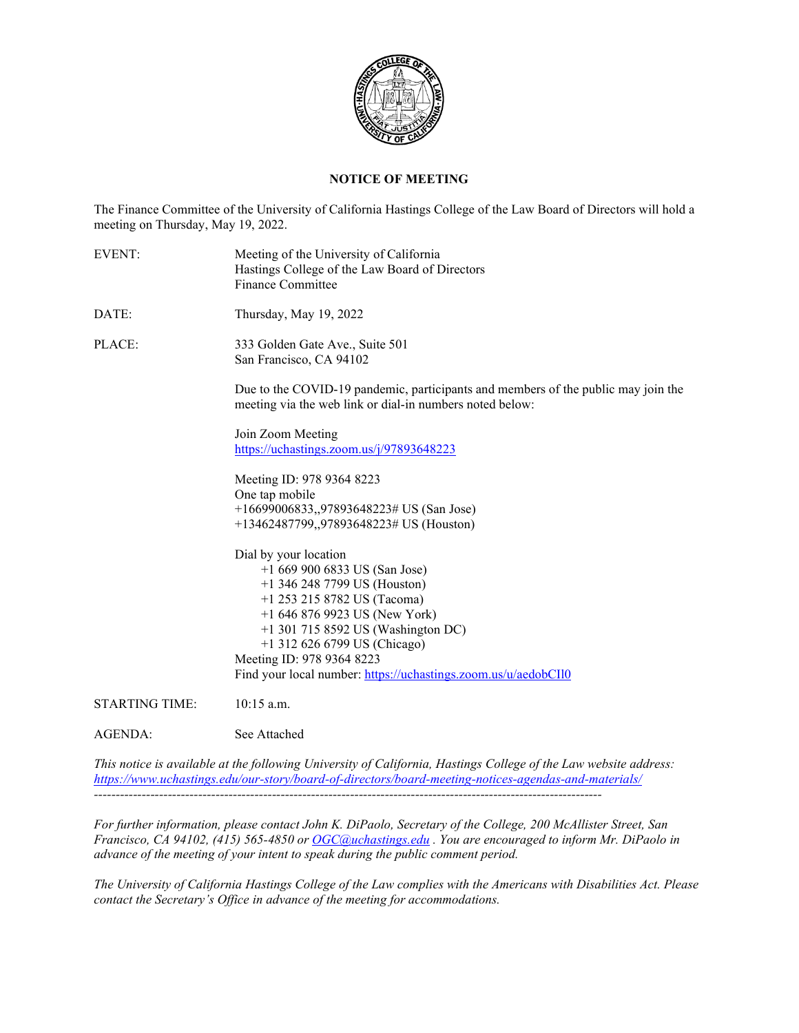**NOTICE OF MEETING**

The Finance Committee of the University of California Hastings College of the Law Board of Directors will hold a meeting on Thursday, May 19, 2022.

| | |
|---|---|
| EVENT: | Meeting of the University of California Hastings College of the Law Board of Directors Finance Committee |
| DATE: | Thursday, May 19, 2022 |
| PLACE: | 333 Golden Gate Ave., Suite 501<br>San Francisco, CA 94102 |

Due to the COVID-19 pandemic, participants and members of the public may join the meeting via the web link or dial-in numbers noted below:

Join Zoom Meeting
https://uchastings.zoom.us/j/97893648223

Meeting ID: 978 9364 8223
One tap mobile
+16699006833,,97893648223# US (San Jose)
+13462487799,,97893648223# US (Houston)

Dial by your location
- +1 669 900 6833 US (San Jose)
- +1 346 248 7799 US (Houston)
- +1 253 215 8782 US (Tacoma)
- +1 646 876 9923 US (New York)
- +1 301 715 8592 US (Washington DC)
- +1 312 626 6799 US (Chicago)

Meeting ID: 978 9364 8223
Find your local number: https://uchastings.zoom.us/u/aedobCIl0

| | |
|---|---|
| STARTING TIME: | 10:15 a.m. |
| AGENDA: | See Attached |

*This notice is available at the following University of California, Hastings College of the Law website address: https://www.uchastings.edu/our-story/board-of-directors/board-meeting-notices-agendas-and-materials/*

---

*For further information, please contact John K. DiPaolo, Secretary of the College, 200 McAllister Street, San Francisco, CA 94102, (415) 565-4850 or OGC@uchastings.edu . You are encouraged to inform Mr. DiPaolo in advance of the meeting of your intent to speak during the public comment period.*

*The University of California Hastings College of the Law complies with the Americans with Disabilities Act. Please contact the Secretary's Office in advance of the meeting for accommodations.*